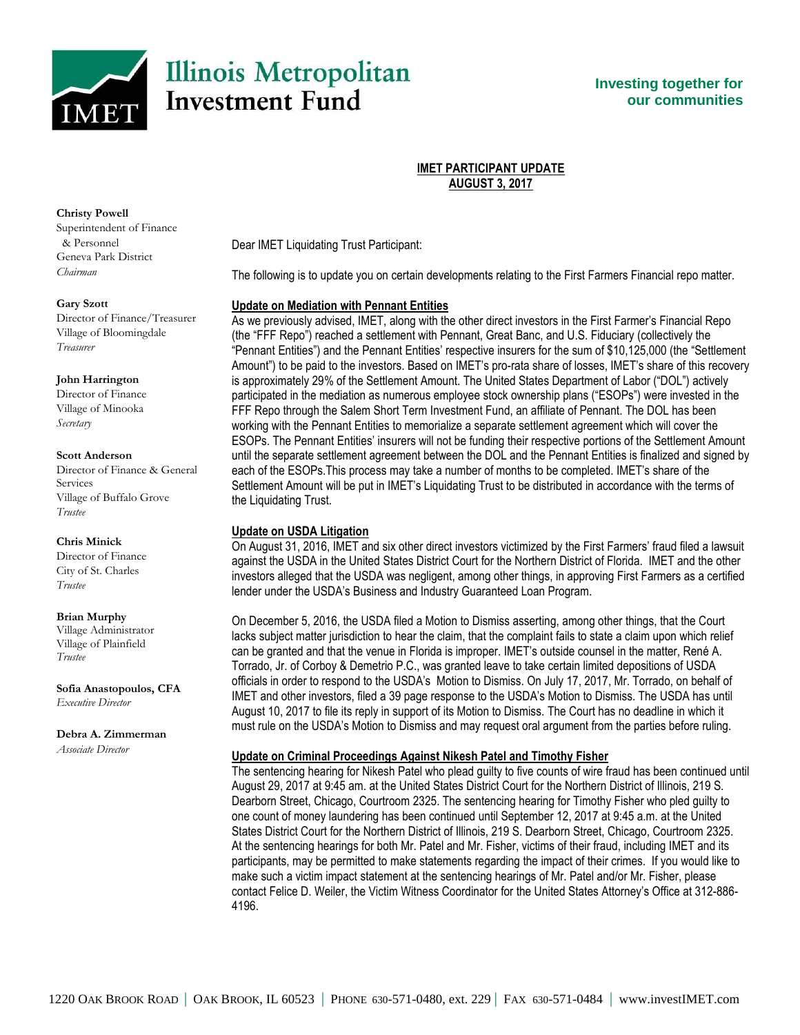# Illinois Metropolitan Investment Fund

**Investing together for our communities**

**IMET PARTICIPANT UPDATE**
**AUGUST 3, 2017**

**Christy Powell**
Superintendent of Finance & Personnel
Geneva Park District
*Chairman*

**Gary Szott**
Director of Finance/Treasurer
Village of Bloomingdale
*Treasurer*

**John Harrington**
Director of Finance
Village of Minooka
*Secretary*

**Scott Anderson**
Director of Finance & General Services
Village of Buffalo Grove
*Trustee*

**Chris Minick**
Director of Finance
City of St. Charles
*Trustee*

**Brian Murphy**
Village Administrator
Village of Plainfield
*Trustee*

**Sofia Anastopoulos, CFA**
*Executive Director*

**Debra A. Zimmerman**
*Associate Director*

Dear IMET Liquidating Trust Participant:

The following is to update you on certain developments relating to the First Farmers Financial repo matter.

**Update on Mediation with Pennant Entities**

As we previously advised, IMET, along with the other direct investors in the First Farmer's Financial Repo (the "FFF Repo") reached a settlement with Pennant, Great Banc, and U.S. Fiduciary (collectively the "Pennant Entities") and the Pennant Entities' respective insurers for the sum of $10,125,000 (the "Settlement Amount") to be paid to the investors. Based on IMET's pro-rata share of losses, IMET's share of this recovery is approximately 29% of the Settlement Amount. The United States Department of Labor ("DOL") actively participated in the mediation as numerous employee stock ownership plans ("ESOPs") were invested in the FFF Repo through the Salem Short Term Investment Fund, an affiliate of Pennant. The DOL has been working with the Pennant Entities to memorialize a separate settlement agreement which will cover the ESOPs. The Pennant Entities' insurers will not be funding their respective portions of the Settlement Amount until the separate settlement agreement between the DOL and the Pennant Entities is finalized and signed by each of the ESOPs.This process may take a number of months to be completed. IMET's share of the Settlement Amount will be put in IMET's Liquidating Trust to be distributed in accordance with the terms of the Liquidating Trust.

**Update on USDA Litigation**

On August 31, 2016, IMET and six other direct investors victimized by the First Farmers' fraud filed a lawsuit against the USDA in the United States District Court for the Northern District of Florida. IMET and the other investors alleged that the USDA was negligent, among other things, in approving First Farmers as a certified lender under the USDA's Business and Industry Guaranteed Loan Program.

On December 5, 2016, the USDA filed a Motion to Dismiss asserting, among other things, that the Court lacks subject matter jurisdiction to hear the claim, that the complaint fails to state a claim upon which relief can be granted and that the venue in Florida is improper. IMET's outside counsel in the matter, René A. Torrado, Jr. of Corboy & Demetrio P.C., was granted leave to take certain limited depositions of USDA officials in order to respond to the USDA's Motion to Dismiss. On July 17, 2017, Mr. Torrado, on behalf of IMET and other investors, filed a 39 page response to the USDA's Motion to Dismiss. The USDA has until August 10, 2017 to file its reply in support of its Motion to Dismiss. The Court has no deadline in which it must rule on the USDA's Motion to Dismiss and may request oral argument from the parties before ruling.

**Update on Criminal Proceedings Against Nikesh Patel and Timothy Fisher**

The sentencing hearing for Nikesh Patel who plead guilty to five counts of wire fraud has been continued until August 29, 2017 at 9:45 am. at the United States District Court for the Northern District of Illinois, 219 S. Dearborn Street, Chicago, Courtroom 2325. The sentencing hearing for Timothy Fisher who pled guilty to one count of money laundering has been continued until September 12, 2017 at 9:45 a.m. at the United States District Court for the Northern District of Illinois, 219 S. Dearborn Street, Chicago, Courtroom 2325. At the sentencing hearings for both Mr. Patel and Mr. Fisher, victims of their fraud, including IMET and its participants, may be permitted to make statements regarding the impact of their crimes. If you would like to make such a victim impact statement at the sentencing hearings of Mr. Patel and/or Mr. Fisher, please contact Felice D. Weiler, the Victim Witness Coordinator for the United States Attorney's Office at 312-886-4196.

1220 Oak Brook Road | Oak Brook, IL 60523 | Phone 630-571-0480, ext. 229 | Fax 630-571-0484 | www.investIMET.com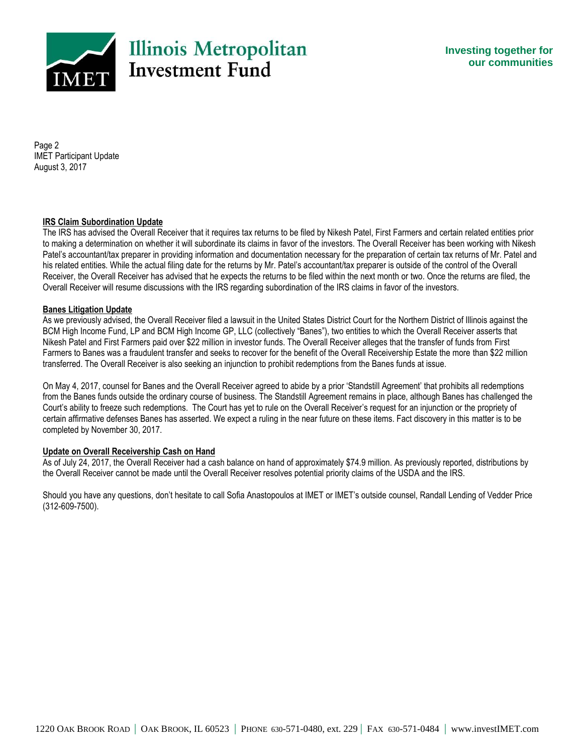## IRS Claim Subordination Update

The IRS has advised the Overall Receiver that it requires tax returns to be filed by Nikesh Patel, First Farmers and certain related entities prior to making a determination on whether it will subordinate its claims in favor of the investors. The Overall Receiver has been working with Nikesh Patel's accountant/tax preparer in providing information and documentation necessary for the preparation of certain tax returns of Mr. Patel and his related entities. While the actual filing date for the returns by Mr. Patel's accountant/tax preparer is outside of the control of the Overall Receiver, the Overall Receiver has advised that he expects the returns to be filed within the next month or two. Once the returns are filed, the Overall Receiver will resume discussions with the IRS regarding subordination of the IRS claims in favor of the investors.

## Banes Litigation Update

As we previously advised, the Overall Receiver filed a lawsuit in the United States District Court for the Northern District of Illinois against the BCM High Income Fund, LP and BCM High Income GP, LLC (collectively "Banes"), two entities to which the Overall Receiver asserts that Nikesh Patel and First Farmers paid over $22 million in investor funds. The Overall Receiver alleges that the transfer of funds from First Farmers to Banes was a fraudulent transfer and seeks to recover for the benefit of the Overall Receivership Estate the more than $22 million transferred. The Overall Receiver is also seeking an injunction to prohibit redemptions from the Banes funds at issue.

On May 4, 2017, counsel for Banes and the Overall Receiver agreed to abide by a prior 'Standstill Agreement' that prohibits all redemptions from the Banes funds outside the ordinary course of business. The Standstill Agreement remains in place, although Banes has challenged the Court's ability to freeze such redemptions. The Court has yet to rule on the Overall Receiver's request for an injunction or the propriety of certain affirmative defenses Banes has asserted. We expect a ruling in the near future on these items. Fact discovery in this matter is to be completed by November 30, 2017.

## Update on Overall Receivership Cash on Hand

As of July 24, 2017, the Overall Receiver had a cash balance on hand of approximately $74.9 million. As previously reported, distributions by the Overall Receiver cannot be made until the Overall Receiver resolves potential priority claims of the USDA and the IRS.

Should you have any questions, don't hesitate to call Sofia Anastopoulos at IMET or IMET's outside counsel, Randall Lending of Vedder Price (312-609-7500).